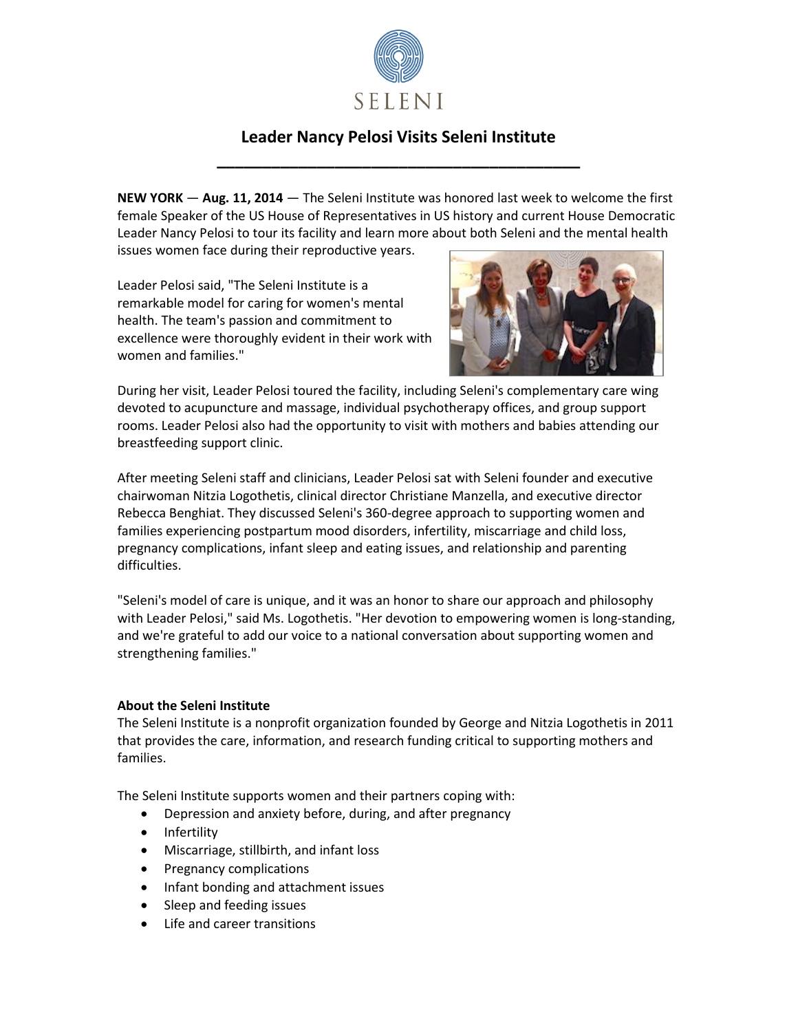SELENI

# Leader Nancy Pelosi Visits Seleni Institute

**NEW YORK** — **Aug. 11, 2014** — The Seleni Institute was honored last week to welcome the first female Speaker of the US House of Representatives in US history and current House Democratic Leader Nancy Pelosi to tour its facility and learn more about both Seleni and the mental health issues women face during their reproductive years.

Leader Pelosi said, "The Seleni Institute is a remarkable model for caring for women's mental health. The team's passion and commitment to excellence were thoroughly evident in their work with women and families."

During her visit, Leader Pelosi toured the facility, including Seleni's complementary care wing devoted to acupuncture and massage, individual psychotherapy offices, and group support rooms. Leader Pelosi also had the opportunity to visit with mothers and babies attending our breastfeeding support clinic.

After meeting Seleni staff and clinicians, Leader Pelosi sat with Seleni founder and executive chairwoman Nitzia Logothetis, clinical director Christiane Manzella, and executive director Rebecca Benghiat. They discussed Seleni's 360-degree approach to supporting women and families experiencing postpartum mood disorders, infertility, miscarriage and child loss, pregnancy complications, infant sleep and eating issues, and relationship and parenting difficulties.

"Seleni's model of care is unique, and it was an honor to share our approach and philosophy with Leader Pelosi," said Ms. Logothetis. "Her devotion to empowering women is long-standing, and we're grateful to add our voice to a national conversation about supporting women and strengthening families."

**About the Seleni Institute**

The Seleni Institute is a nonprofit organization founded by George and Nitzia Logothetis in 2011 that provides the care, information, and research funding critical to supporting mothers and families.

The Seleni Institute supports women and their partners coping with:

- Depression and anxiety before, during, and after pregnancy
- Infertility
- Miscarriage, stillbirth, and infant loss
- Pregnancy complications
- Infant bonding and attachment issues
- Sleep and feeding issues
- Life and career transitions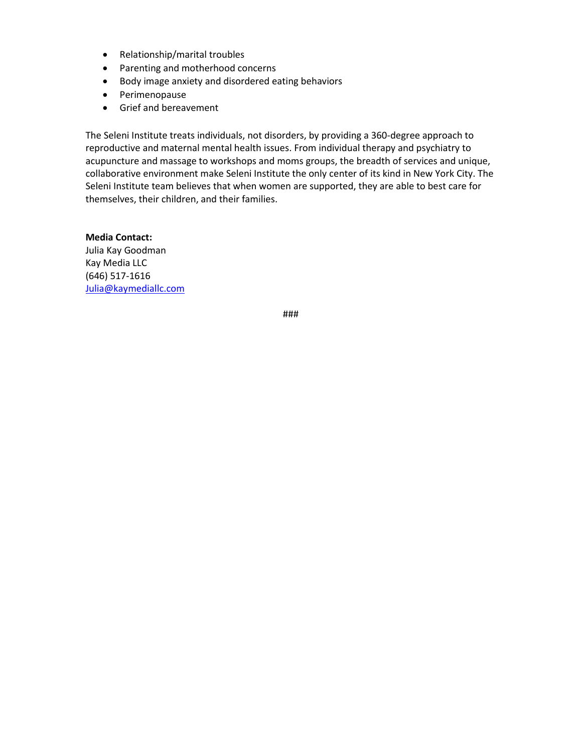- Relationship/marital troubles
- Parenting and motherhood concerns
- Body image anxiety and disordered eating behaviors
- Perimenopause
- Grief and bereavement

The Seleni Institute treats individuals, not disorders, by providing a 360-degree approach to reproductive and maternal mental health issues. From individual therapy and psychiatry to acupuncture and massage to workshops and moms groups, the breadth of services and unique, collaborative environment make Seleni Institute the only center of its kind in New York City. The Seleni Institute team believes that when women are supported, they are able to best care for themselves, their children, and their families.

**Media Contact:**
Julia Kay Goodman
Kay Media LLC
(646) 517-1616
Julia@kaymediallc.com

###